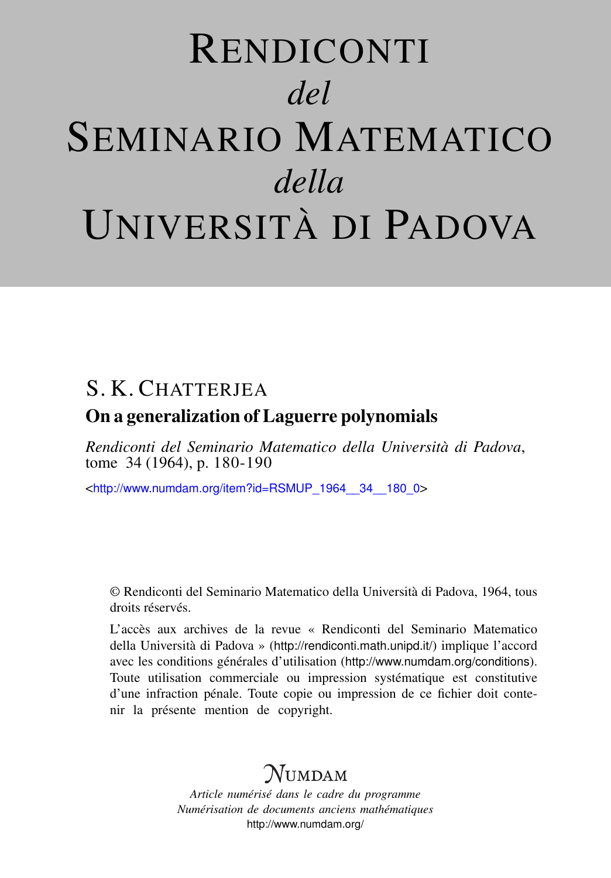# Rendiconti *del* Seminario Matematico *della* Università di Padova

## S. K. Chatterjea

### On a generalization of Laguerre polynomials

*Rendiconti del Seminario Matematico della Università di Padova*, tome 34 (1964), p. 180-190

<http://www.numdam.org/item?id=RSMUP_1964__34__180_0>

© Rendiconti del Seminario Matematico della Università di Padova, 1964, tous droits réservés.

L'accès aux archives de la revue « Rendiconti del Seminario Matematico della Università di Padova » (http://rendiconti.math.unipd.it/) implique l'accord avec les conditions générales d'utilisation (http://www.numdam.org/conditions). Toute utilisation commerciale ou impression systématique est constitutive d'une infraction pénale. Toute copie ou impression de ce fichier doit contenir la présente mention de copyright.

Numdam

*Article numérisé dans le cadre du programme Numérisation de documents anciens mathématiques*

http://www.numdam.org/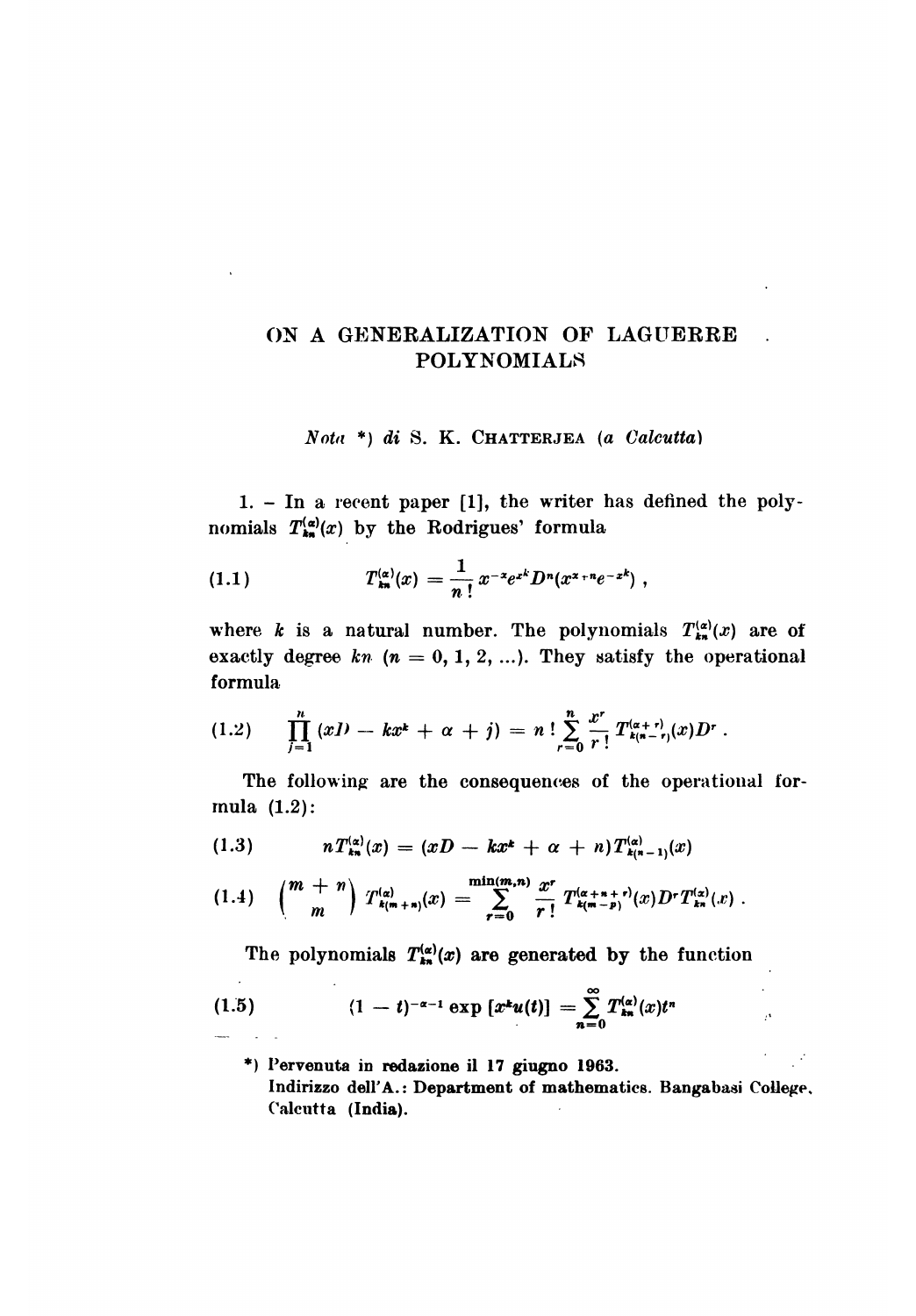## ON A GENERALIZATION OF LAGUERRE POLYNOMIALS

*Nota* \*) *di* S. K. CHATTERJEA (*a Calcutta*)

1. – In a recent paper [1], the writer has defined the polynomials $T_{kn}^{(\alpha)}(x)$ by the Rodrigues' formula

$$
(1.1) \qquad T_{kn}^{(\alpha)}(x) = \frac{1}{n!} x^{-\alpha} e^{x^k} D^n (x^{\alpha+n} e^{-x^k}) ,
$$

where $k$ is a natural number. The polynomials $T_{kn}^{(\alpha)}(x)$ are of exactly degree $kn$ $(n = 0, 1, 2, ...)$. They satisfy the operational formula

$$
(1.2) \qquad \prod_{j=1}^{n} (xD - kx^k + \alpha + j) = n! \sum_{r=0}^{n} \frac{x^r}{r!} T_{k(n-r)}^{(\alpha+r)}(x) D^r .
$$

The following are the consequences of the operational formula (1.2):

$$
(1.3) \qquad n T_{kn}^{(\alpha)}(x) = (xD - kx^k + \alpha + n) T_{k(n-1)}^{(\alpha)}(x)
$$

$$
(1.4) \quad \binom{m+n}{m} T_{k(m+n)}^{(\alpha)}(x) = \sum_{r=0}^{\min(m,n)} \frac{x^r}{r!} T_{k(m-p)}^{(\alpha+n+r)}(x) D^r T_{kn}^{(\alpha)}(x) .
$$

The polynomials $T_{kn}^{(\alpha)}(x)$ are generated by the function

$$
(1.5) \qquad (1-t)^{-\alpha-1} \exp [x^k u(t)] = \sum_{n=0}^{\infty} T_{kn}^{(\alpha)}(x) t^n
$$

\*) Pervenuta in redazione il 17 giugno 1963.
Indirizzo dell'A.: Department of mathematics. Bangabasi College, Calcutta (India).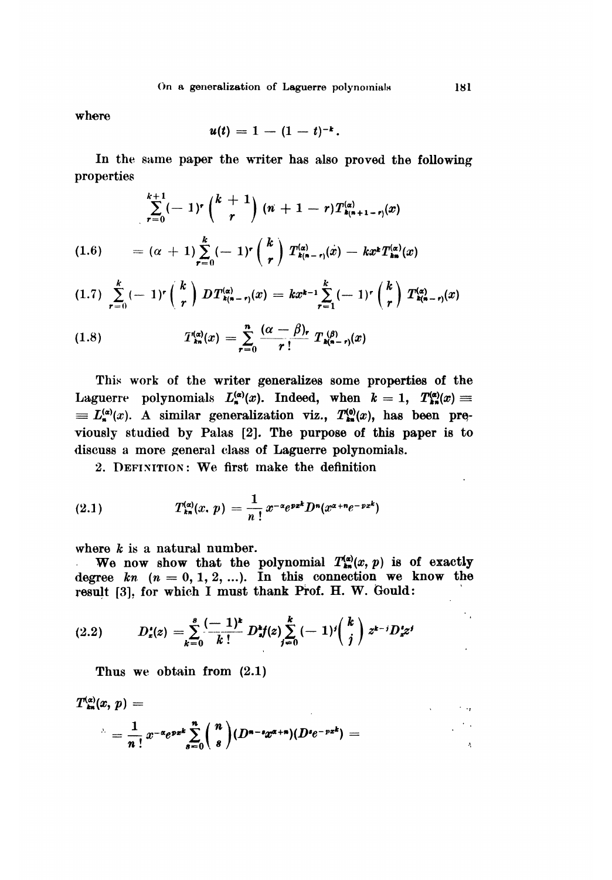where

$$u(t) = 1 - (1 - t)^{-k}.$$

In the same paper the writer has also proved the following properties

$$\sum_{r=0}^{k+1} (-1)^r \binom{k+1}{r} (n + 1 - r) T^{(\alpha)}_{k(n+1-r)}(x)$$

$$(1.6) \qquad = (\alpha + 1) \sum_{r=0}^{k} (-1)^r \binom{k}{r} T^{(\alpha)}_{k(n-r)}(x) - kx^k T^{(\alpha)}_{kn}(x)$$

$$(1.7) \quad \sum_{r=0}^{k} (-1)^r \binom{k}{r} DT^{(\alpha)}_{k(n-r)}(x) = kx^{k-1} \sum_{r=1}^{k} (-1)^r \binom{k}{r} T^{(\alpha)}_{k(n-r)}(x)$$

$$(1.8) \qquad T^{(\alpha)}_{kn}(x) = \sum_{r=0}^{n} \frac{(\alpha - \beta)_r}{r!} T^{(\beta)}_{k(n-r)}(x)$$

This work of the writer generalizes some properties of the Laguerre polynomials $L^{(\alpha)}_n(x)$. Indeed, when $k = 1$, $T^{(\alpha)}_{kn}(x) \equiv L^{(\alpha)}_n(x)$. A similar generalization viz., $T^{(0)}_{kn}(x)$, has been previously studied by Palas [2]. The purpose of this paper is to discuss a more general class of Laguerre polynomials.

2. DEFINITION: We first make the definition

$$(2.1) \qquad T^{(\alpha)}_{kn}(x, p) = \frac{1}{n!} x^{-\alpha} e^{px^k} D^n (x^{\alpha+n} e^{-px^k})$$

where $k$ is a natural number.

We now show that the polynomial $T^{(\alpha)}_{kn}(x, p)$ is of exactly degree $kn$ $(n = 0, 1, 2, ...)$. In this connection we know the result [3], for which I must thank Prof. H. W. Gould:

$$(2.2) \qquad D^s_z(z) = \sum_{k=0}^{s} \frac{(-1)^k}{k!} D^k_z f(z) \sum_{j=0}^{k} (-1)^j \binom{k}{j} z^{k-j} D^s_z z^j$$

Thus we obtain from (2.1)

$$T^{(\alpha)}_{kn}(x, p) =$$

$$= \frac{1}{n!} x^{-\alpha} e^{px^k} \sum_{s=0}^{n} \binom{n}{s} (D^{n-s} x^{\alpha+n})(D^s e^{-px^k}) =$$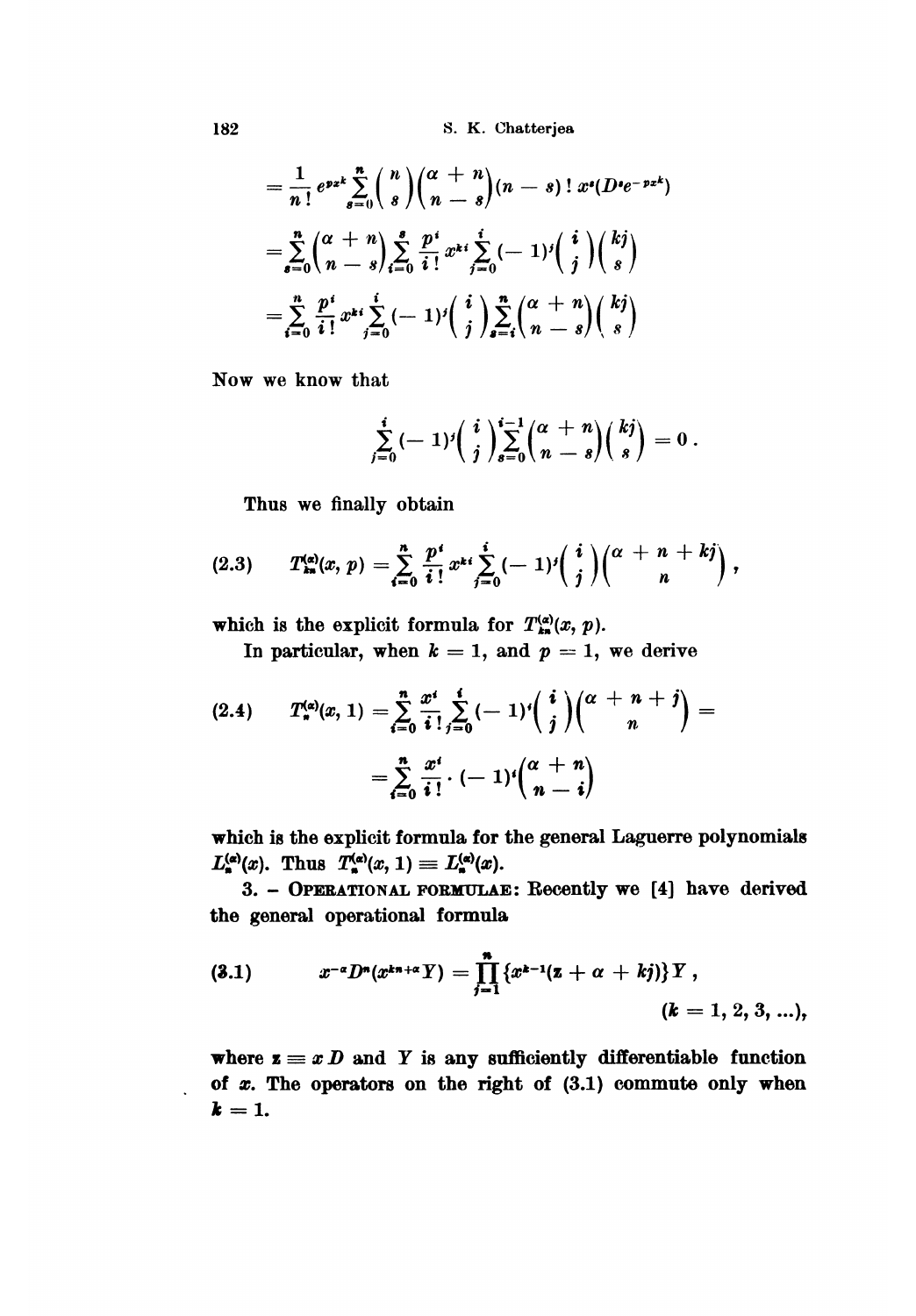$$= \frac{1}{n!} e^{px^k} \sum_{s=0}^{n} \binom{n}{s} \binom{\alpha+n}{n-s} (n-s)!\, x^s (D^s e^{-px^k})$$

$$= \sum_{s=0}^{n} \binom{\alpha+n}{n-s} \sum_{i=0}^{s} \frac{p^i}{i!} x^{ki} \sum_{j=0}^{i} (-1)^j \binom{i}{j} \binom{kj}{s}$$

$$= \sum_{i=0}^{n} \frac{p^i}{i!} x^{ki} \sum_{j=0}^{i} (-1)^j \binom{i}{j} \sum_{s=i}^{n} \binom{\alpha+n}{n-s} \binom{kj}{s}$$

Now we know that

$$\sum_{j=0}^{i} (-1)^j \binom{i}{j} \sum_{s=0}^{i-1} \binom{\alpha+n}{n-s} \binom{kj}{s} = 0 .$$

Thus we finally obtain

$$T_{kn}^{(\alpha)}(x, p) = \sum_{i=0}^{n} \frac{p^i}{i!} x^{ki} \sum_{j=0}^{i} (-1)^j \binom{i}{j} \binom{\alpha+n+kj}{n}, \tag{2.3}$$

which is the explicit formula for $T_{kn}^{(\alpha)}(x, p)$.

In particular, when $k = 1$, and $p = 1$, we derive

$$T_n^{(\alpha)}(x, 1) = \sum_{i=0}^{n} \frac{x^i}{i!} \sum_{j=0}^{i} (-1)^j \binom{i}{j} \binom{\alpha+n+j}{n} = \tag{2.4}$$

$$= \sum_{i=0}^{n} \frac{x^i}{i!} \cdot (-1)^i \binom{\alpha+n}{n-i}$$

which is the explicit formula for the general Laguerre polynomials $L_n^{(\alpha)}(x)$. Thus $T_n^{(\alpha)}(x, 1) \equiv L_n^{(\alpha)}(x)$.

3. – **Operational formulae**: Recently we [4] have derived the general operational formula

$$x^{-\alpha} D^n (x^{kn+\alpha} Y) = \prod_{j=1}^{n} \{x^{k-1}(z + \alpha + kj)\} Y , \qquad (k = 1, 2, 3, \ldots), \tag{3.1}$$

where $z \equiv x D$ and $Y$ is any sufficiently differentiable function of $x$. The operators on the right of (3.1) commute only when $k = 1$.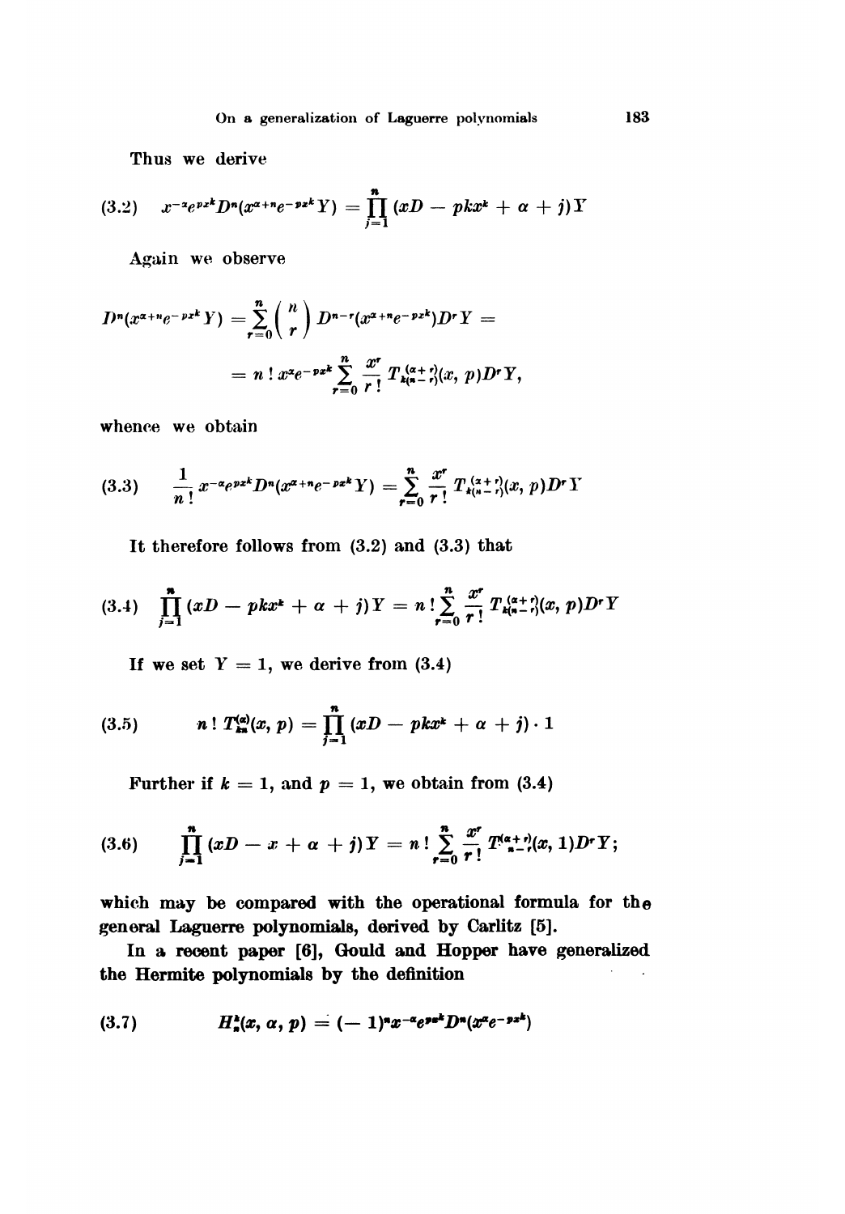Thus we derive

$$(3.2) \quad x^{-\alpha}e^{px^k}D^n(x^{\alpha+n}e^{-px^k}Y) = \prod_{j=1}^{n}(xD - pkx^k + \alpha + j)Y$$

Again we observe

$$D^n(x^{\alpha+n}e^{-px^k}Y) = \sum_{r=0}^{n}\binom{n}{r}D^{n-r}(x^{\alpha+n}e^{-px^k})D^rY =$$

$$= n!\, x^{\alpha}e^{-px^k}\sum_{r=0}^{n}\frac{x^r}{r!}T_{k(n-r)}^{(\alpha+r)}(x, p)D^rY,$$

whence we obtain

$$(3.3) \quad \frac{1}{n!}x^{-\alpha}e^{px^k}D^n(x^{\alpha+n}e^{-px^k}Y) = \sum_{r=0}^{n}\frac{x^r}{r!}T_{k(n-r)}^{(\alpha+r)}(x, p)D^rY$$

It therefore follows from (3.2) and (3.3) that

$$(3.4) \quad \prod_{j=1}^{n}(xD - pkx^k + \alpha + j)Y = n!\sum_{r=0}^{n}\frac{x^r}{r!}T_{k(n-r)}^{(\alpha+r)}(x, p)D^rY$$

If we set $Y = 1$, we derive from (3.4)

$$(3.5) \quad n!\, T_{kn}^{(\alpha)}(x, p) = \prod_{j=1}^{n}(xD - pkx^k + \alpha + j)\cdot 1$$

Further if $k = 1$, and $p = 1$, we obtain from (3.4)

$$(3.6) \quad \prod_{j=1}^{n}(xD - x + \alpha + j)Y = n!\sum_{r=0}^{n}\frac{x^r}{r!}T_{n-r}^{(\alpha+r)}(x, 1)D^rY;$$

which may be compared with the operational formula for the general Laguerre polynomials, derived by Carlitz [5].

In a recent paper [6], Gould and Hopper have generalized the Hermite polynomials by the definition

$$(3.7) \quad H_n^k(x, \alpha, p) = (-1)^n x^{-\alpha}e^{px^k}D^n(x^{\alpha}e^{-px^k})$$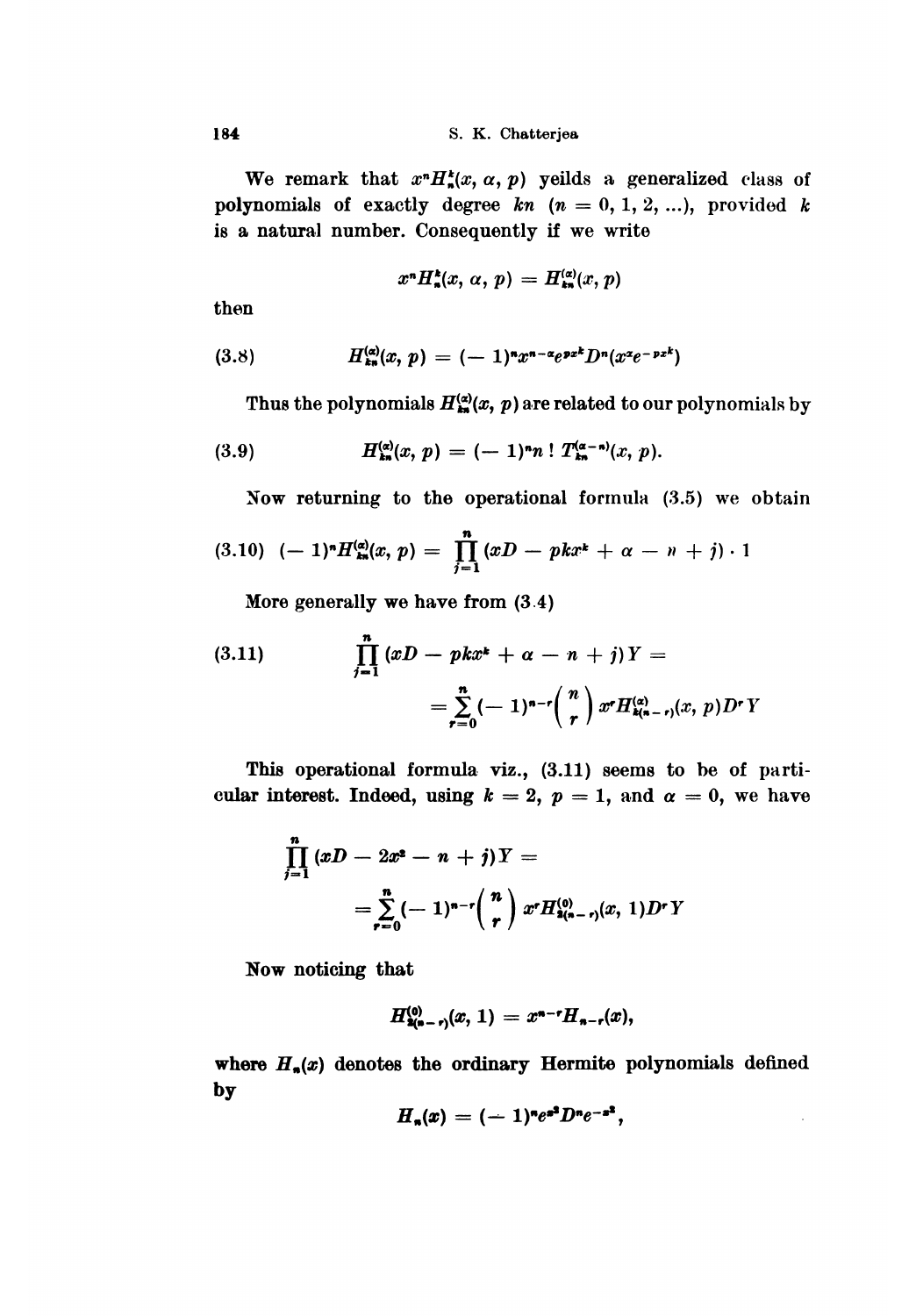We remark that $x^n H_n^k(x, \alpha, p)$ yeilds a generalized class of polynomials of exactly degree $kn$ $(n = 0, 1, 2, \ldots)$, provided $k$ is a natural number. Consequently if we write

$$x^n H_n^k(x, \alpha, p) = H_{kn}^{(\alpha)}(x, p)$$

then

$$H_{kn}^{(\alpha)}(x, p) = (-1)^n x^{n-\alpha} e^{px^k} D^n (x^\alpha e^{-px^k}) \tag{3.8}$$

Thus the polynomials $H_{kn}^{(\alpha)}(x, p)$ are related to our polynomials by

$$H_{kn}^{(\alpha)}(x, p) = (-1)^n n! \, T_{kn}^{(\alpha-n)}(x, p). \tag{3.9}$$

Now returning to the operational formula (3.5) we obtain

$$(-1)^n H_{kn}^{(\alpha)}(x, p) = \prod_{j=1}^{n} (xD - pkx^k + \alpha - n + j) \cdot 1 \tag{3.10}$$

More generally we have from (3.4)

$$\prod_{j=1}^{n} (xD - pkx^k + \alpha - n + j) Y = \sum_{r=0}^{n} (-1)^{n-r} \binom{n}{r} x^r H_{k(n-r)}^{(\alpha)}(x, p) D^r Y \tag{3.11}$$

This operational formula viz., (3.11) seems to be of particular interest. Indeed, using $k = 2$, $p = 1$, and $\alpha = 0$, we have

$$\prod_{j=1}^{n} (xD - 2x^2 - n + j) Y = \sum_{r=0}^{n} (-1)^{n-r} \binom{n}{r} x^r H_{2(n-r)}^{(0)}(x, 1) D^r Y$$

Now noticing that

$$H_{2(n-r)}^{(0)}(x, 1) = x^{n-r} H_{n-r}(x),$$

where $H_n(x)$ denotes the ordinary Hermite polynomials defined by

$$H_n(x) = (-1)^n e^{x^2} D^n e^{-x^2},$$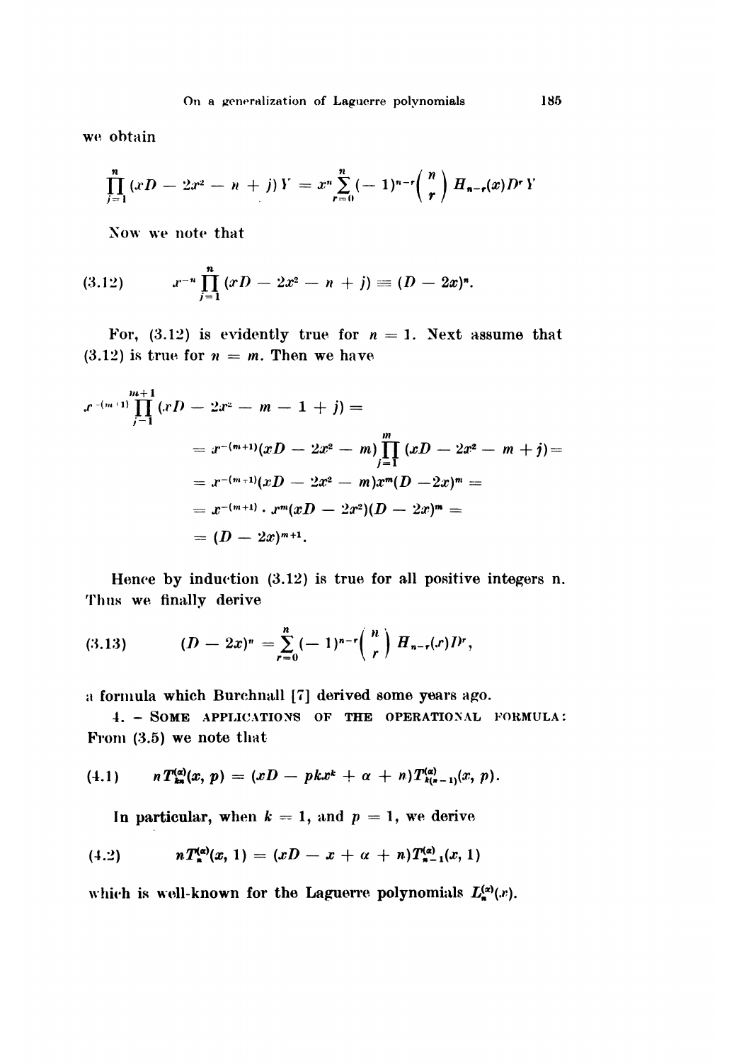we obtain

$$\prod_{j=1}^{n} (xD - 2x^2 - n + j) Y = x^n \sum_{r=0}^{n} (-1)^{n-r} \binom{n}{r} H_{n-r}(x) D^r Y$$

Now we note that

$$x^{-n} \prod_{j=1}^{n} (xD - 2x^2 - n + j) \equiv (D - 2x)^n. \tag{3.12}$$

For, (3.12) is evidently true for $n = 1$. Next assume that (3.12) is true for $n = m$. Then we have

$$\begin{aligned}
x^{-(m+1)} \prod_{j=1}^{m+1} (xD - 2x^2 - m - 1 + j) &= \\
&= x^{-(m+1)}(xD - 2x^2 - m) \prod_{j=1}^{m} (xD - 2x^2 - m + j) = \\
&= x^{-(m+1)}(xD - 2x^2 - m) x^m (D - 2x)^m = \\
&= x^{-(m+1)} \cdot x^m (xD - 2x^2)(D - 2x)^m = \\
&= (D - 2x)^{m+1}.
\end{aligned}$$

Hence by induction (3.12) is true for all positive integers n. Thus we finally derive

$$(D - 2x)^n = \sum_{r=0}^{n} (-1)^{n-r} \binom{n}{r} H_{n-r}(x) D^r, \tag{3.13}$$

a formula which Burchnall [7] derived some years ago.

4. – SOME APPLICATIONS OF THE OPERATIONAL FORMULA: From (3.5) we note that

$$n T_{kn}^{(\alpha)}(x, p) = (xD - pkx^k + \alpha + n) T_{k(n-1)}^{(\alpha)}(x, p). \tag{4.1}$$

In particular, when $k = 1$, and $p = 1$, we derive

$$n T_n^{(\alpha)}(x, 1) = (xD - x + \alpha + n) T_{n-1}^{(\alpha)}(x, 1) \tag{4.2}$$

which is well-known for the Laguerre polynomials $L_n^{(\alpha)}(x)$.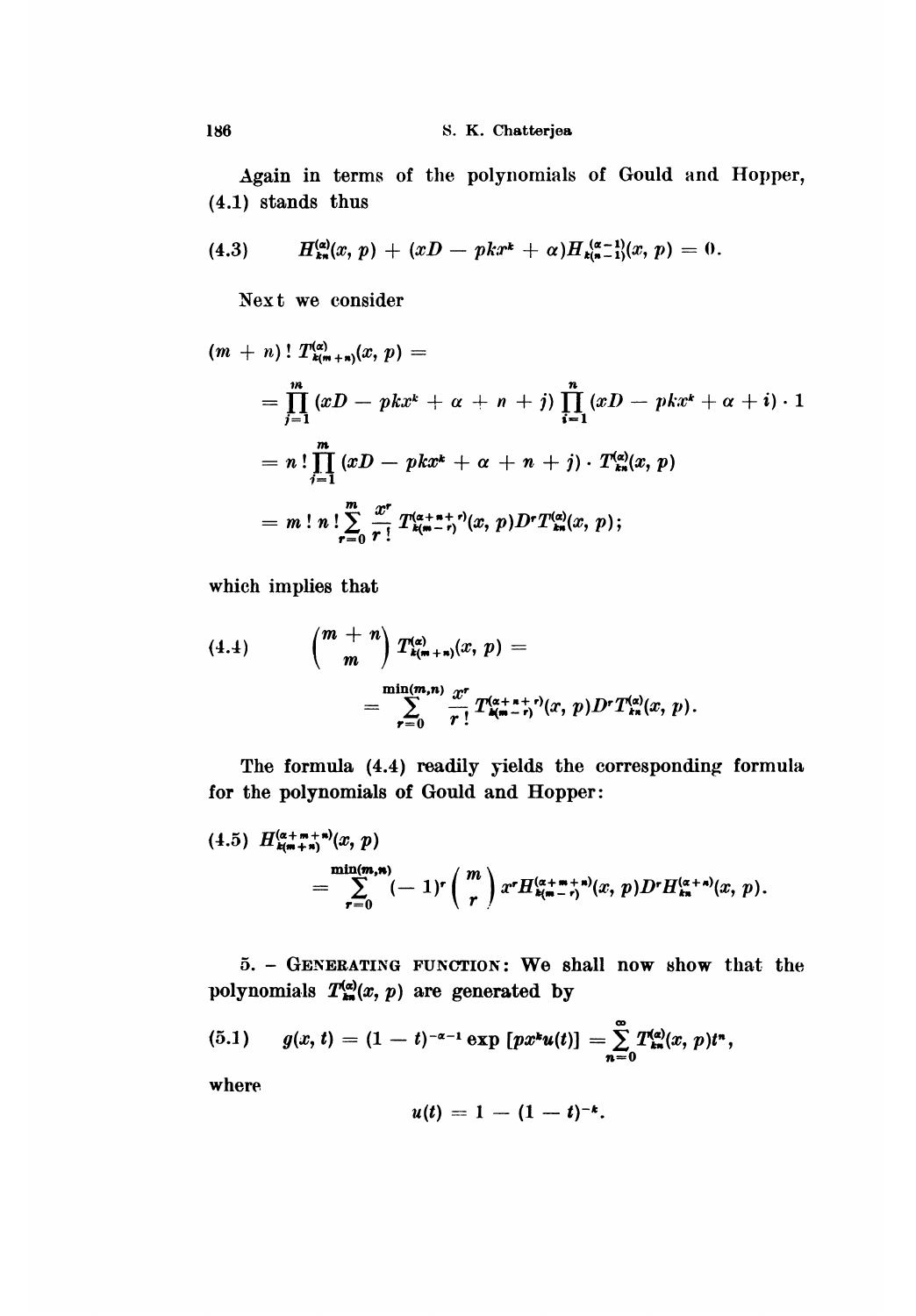Again in terms of the polynomials of Gould and Hopper, (4.1) stands thus

$$(4.3) \qquad H_{kn}^{(\alpha)}(x, p) + (xD - pkx^k + \alpha)H_{k(n-1)}^{(\alpha-1)}(x, p) = 0.$$

Next we consider

$$\begin{aligned}
(m + n)!\, T_{k(m+n)}^{(\alpha)}(x, p) &= \\
&= \prod_{j=1}^{m} (xD - pkx^k + \alpha + n + j) \prod_{i=1}^{n} (xD - pkx^k + \alpha + i) \cdot 1 \\
&= n! \prod_{j=1}^{m} (xD - pkx^k + \alpha + n + j) \cdot T_{kn}^{(\alpha)}(x, p) \\
&= m!\, n! \sum_{r=0}^{m} \frac{x^r}{r!} T_{k(m-r)}^{(\alpha+n+r)}(x, p) D^r T_{kn}^{(\alpha)}(x, p);
\end{aligned}$$

which implies that

$$(4.4) \qquad \binom{m+n}{m} T_{k(m+n)}^{(\alpha)}(x, p) = \sum_{r=0}^{\min(m,n)} \frac{x^r}{r!} T_{k(m-r)}^{(\alpha+n+r)}(x, p) D^r T_{kn}^{(\alpha)}(x, p).$$

The formula (4.4) readily yields the corresponding formula for the polynomials of Gould and Hopper:

$$(4.5) \quad H_{k(m+n)}^{(\alpha+m+n)}(x, p) = \sum_{r=0}^{\min(m,n)} (-1)^r \binom{m}{r} x^r H_{k(m-r)}^{(\alpha+m+n)}(x, p) D^r H_{kn}^{(\alpha+n)}(x, p).$$

5. – Generating function: We shall now show that the polynomials $T_{kn}^{(\alpha)}(x, p)$ are generated by

$$(5.1) \qquad g(x, t) = (1 - t)^{-\alpha-1} \exp\,[px^k u(t)] = \sum_{n=0}^{\infty} T_{kn}^{(\alpha)}(x, p) t^n,$$

where

$$u(t) = 1 - (1 - t)^{-k}.$$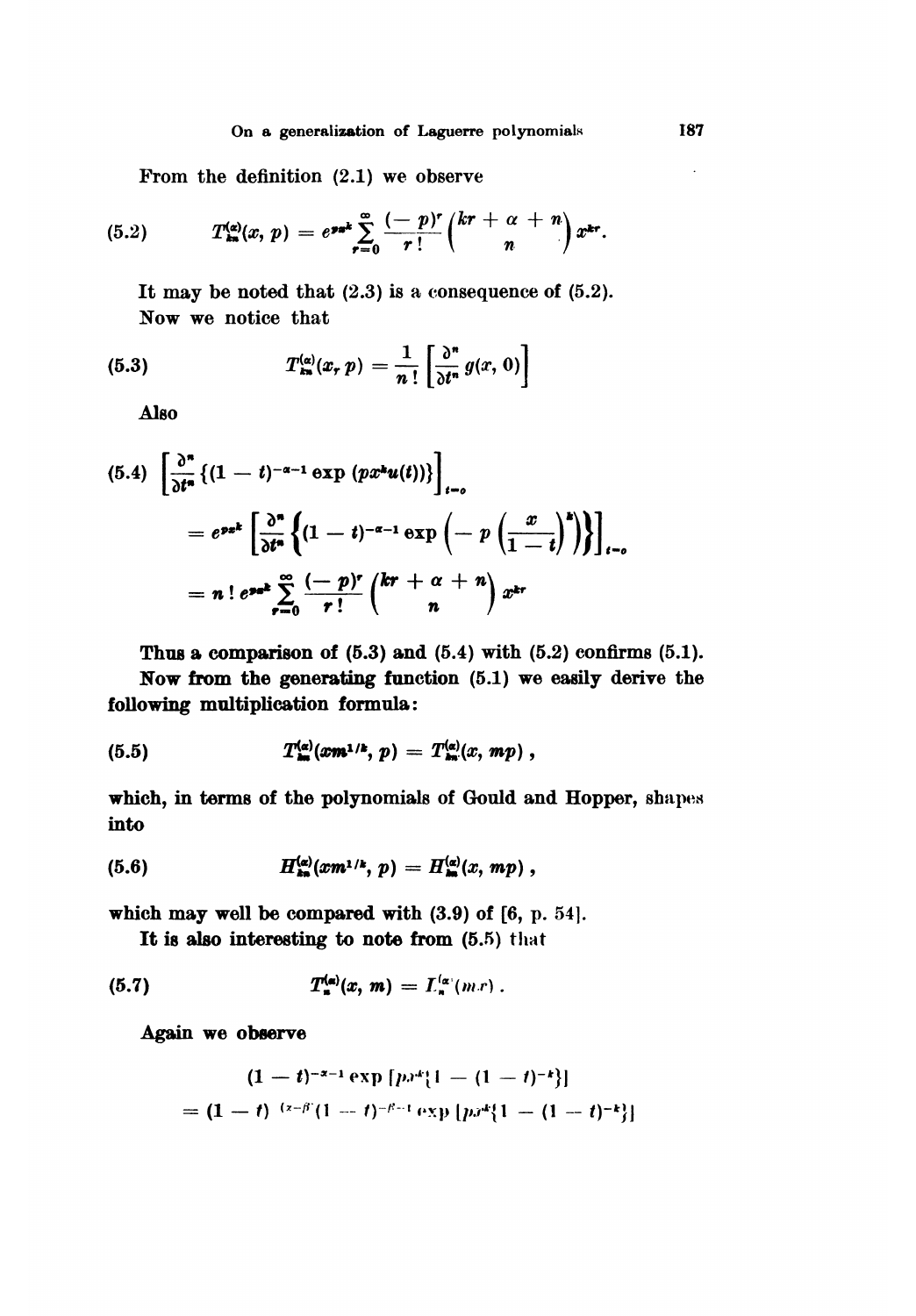From the definition (2.1) we observe

$$T_{kn}^{(\alpha)}(x, p) = e^{px^k} \sum_{r=0}^{\infty} \frac{(-p)^r}{r!} \binom{kr + \alpha + n}{n} x^{kr}. \tag{5.2}$$

It may be noted that (2.3) is a consequence of (5.2).

Now we notice that

$$T_{kn}^{(\alpha)}(x, p) = \frac{1}{n!} \left[ \frac{\partial^n}{\partial t^n} g(x, 0) \right] \tag{5.3}$$

Also

$$\begin{aligned}
\left[ \frac{\partial^n}{\partial t^n} \{ (1 - t)^{-\alpha-1} \exp(px^k u(t)) \} \right]_{t=0} \\
&= e^{px^k} \left[ \frac{\partial^n}{\partial t^n} \left\{ (1 - t)^{-\alpha-1} \exp\left( -p \left( \frac{x}{1 - t} \right)^k \right) \right\} \right]_{t=0} \\
&= n! \, e^{px^k} \sum_{r=0}^{\infty} \frac{(-p)^r}{r!} \binom{kr + \alpha + n}{n} x^{kr}
\end{aligned} \tag{5.4}$$

**Thus a comparison of (5.3) and (5.4) with (5.2) confirms (5.1).**

**Now from the generating function (5.1) we easily derive the following multiplication formula:**

$$T_{kn}^{(\alpha)}(xm^{1/k}, p) = T_{kn}^{(\alpha)}(x, mp), \tag{5.5}$$

which, in terms of the polynomials of Gould and Hopper, shapes into

$$H_{kn}^{(\alpha)}(xm^{1/k}, p) = H_{kn}^{(\alpha)}(x, mp), \tag{5.6}$$

which may well be compared with (3.9) of [6, p. 54].

It is also interesting to note from (5.5) that

$$T_{n}^{(\alpha)}(x, m) = L_n^{(\alpha)}(mx). \tag{5.7}$$

**Again we observe**

$$\begin{aligned}
&(1 - t)^{-\alpha-1} \exp[px^k\{1 - (1 - t)^{-k}\}] \\
&= (1 - t)^{(\alpha-\beta)}(1 - t)^{-\beta-1} \exp[px^k\{1 - (1 - t)^{-k}\}]
\end{aligned}$$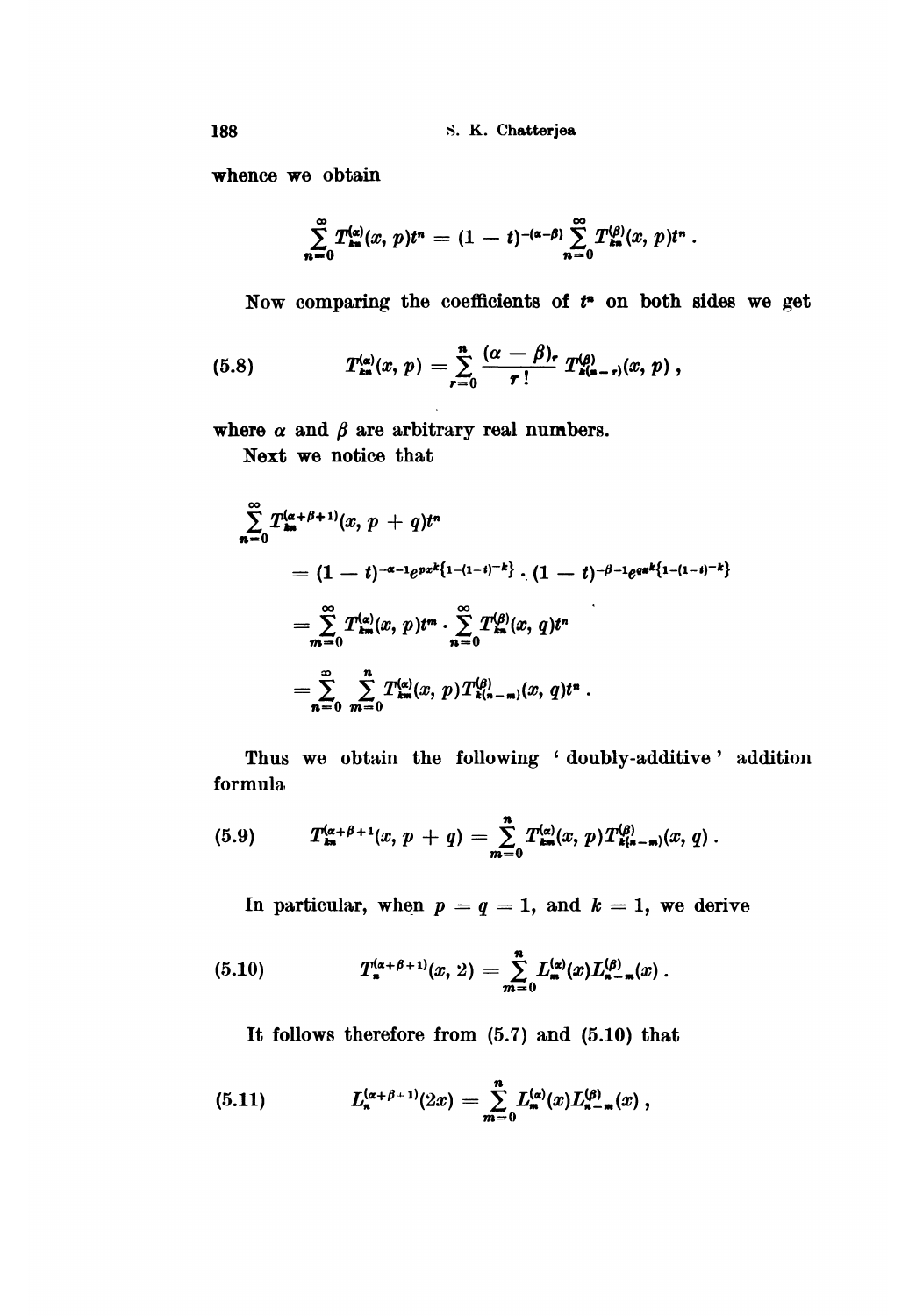whence we obtain

$$\sum_{n=0}^{\infty} T_{kn}^{(\alpha)}(x, p)t^n = (1-t)^{-(\alpha-\beta)} \sum_{n=0}^{\infty} T_{kn}^{(\beta)}(x, p)t^n .$$

Now comparing the coefficients of $t^n$ on both sides we get

$$T_{kn}^{(\alpha)}(x, p) = \sum_{r=0}^{n} \frac{(\alpha-\beta)_r}{r!} T_{k(n-r)}^{(\beta)}(x, p) , \tag{5.8}$$

where $\alpha$ and $\beta$ are arbitrary real numbers.

Next we notice that

$$\begin{aligned}
&\sum_{n=0}^{\infty} T_{kn}^{(\alpha+\beta+1)}(x, p+q)t^n \\
&= (1-t)^{-\alpha-1} e^{px^k\{1-(1-t)^{-k}\}} \cdot (1-t)^{-\beta-1} e^{qx^k\{1-(1-t)^{-k}\}} \\
&= \sum_{m=0}^{\infty} T_{km}^{(\alpha)}(x, p)t^m \cdot \sum_{n=0}^{\infty} T_{kn}^{(\beta)}(x, q)t^n \\
&= \sum_{n=0}^{\infty} \sum_{m=0}^{n} T_{km}^{(\alpha)}(x, p) T_{k(n-m)}^{(\beta)}(x, q)t^n .
\end{aligned}$$

Thus we obtain the following 'doubly-additive' addition formula

$$T_{kn}^{(\alpha+\beta+1)}(x, p+q) = \sum_{m=0}^{n} T_{km}^{(\alpha)}(x, p) T_{k(n-m)}^{(\beta)}(x, q) . \tag{5.9}$$

In particular, when $p = q = 1$, and $k = 1$, we derive

$$T_n^{(\alpha+\beta+1)}(x, 2) = \sum_{m=0}^{n} L_m^{(\alpha)}(x) L_{n-m}^{(\beta)}(x) . \tag{5.10}$$

It follows therefore from (5.7) and (5.10) that

$$L_n^{(\alpha+\beta+1)}(2x) = \sum_{m=0}^{n} L_m^{(\alpha)}(x) L_{n-m}^{(\beta)}(x) , \tag{5.11}$$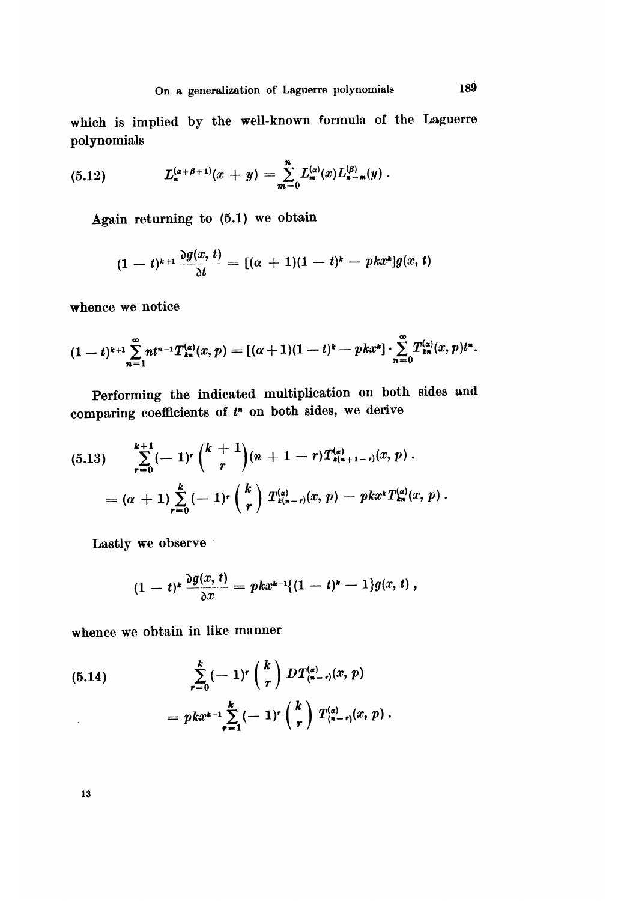which is implied by the well-known formula of the Laguerre polynomials

$$L_n^{(\alpha+\beta+1)}(x+y) = \sum_{m=0}^{n} L_m^{(\alpha)}(x) L_{n-m}^{(\beta)}(y) . \tag{5.12}$$

Again returning to (5.1) we obtain

$$(1-t)^{k+1} \frac{\partial g(x,t)}{\partial t} = [(\alpha+1)(1-t)^k - pkx^k] g(x,t)$$

whence we notice

$$(1-t)^{k+1} \sum_{n=1}^{\infty} n t^{n-1} T_{kn}^{(\alpha)}(x,p) = [(\alpha+1)(1-t)^k - pkx^k] \cdot \sum_{n=0}^{\infty} T_{kn}^{(\alpha)}(x,p) t^n .$$

Performing the indicated multiplication on both sides and comparing coefficients of $t^n$ on both sides, we derive

$$\begin{aligned} \sum_{r=0}^{k+1} (-1)^r \binom{k+1}{r} (n+1-r) T_{k(n+1-r)}^{(\alpha)}(x,p) . \\ = (\alpha+1) \sum_{r=0}^{k} (-1)^r \binom{k}{r} T_{k(n-r)}^{(\alpha)}(x,p) - pkx^k T_{kn}^{(\alpha)}(x,p) . \end{aligned} \tag{5.13}$$

Lastly we observe

$$(1-t)^k \frac{\partial g(x,t)}{\partial x} = pkx^{k-1}\{(1-t)^k - 1\} g(x,t) ,$$

whence we obtain in like manner

$$\begin{aligned} \sum_{r=0}^{k} (-1)^r \binom{k}{r} D T_{(n-r)}^{(\alpha)}(x,p) \\ = pkx^{k-1} \sum_{r=1}^{k} (-1)^r \binom{k}{r} T_{(n-r)}^{(\alpha)}(x,p) . \end{aligned} \tag{5.14}$$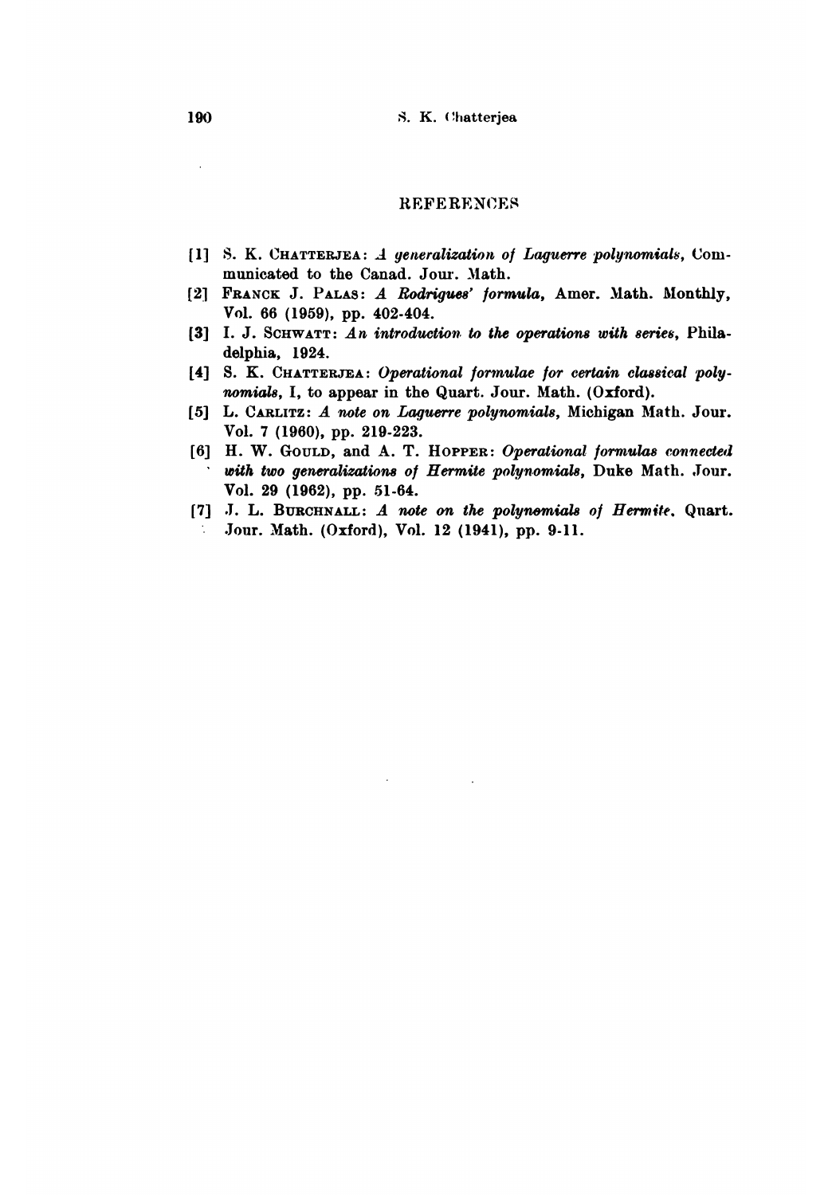## REFERENCES

[1] S. K. Chatterjea: *A generalization of Laguerre polynomials*, Communicated to the Canad. Jour. Math.

[2] Franck J. Palas: *A Rodrigues' formula*, Amer. Math. Monthly, Vol. 66 (1959), pp. 402-404.

[3] I. J. Schwatt: *An introduction to the operations with series*, Philadelphia, 1924.

[4] S. K. Chatterjea: *Operational formulae for certain classical polynomials*, I, to appear in the Quart. Jour. Math. (Oxford).

[5] L. Carlitz: *A note on Laguerre polynomials*, Michigan Math. Jour. Vol. 7 (1960), pp. 219-223.

[6] H. W. Gould, and A. T. Hopper: *Operational formulas connected with two generalizations of Hermite polynomials*, Duke Math. Jour. Vol. 29 (1962), pp. 51-64.

[7] J. L. Burchnall: *A note on the polynomials of Hermite*, Quart. Jour. Math. (Oxford), Vol. 12 (1941), pp. 9-11.